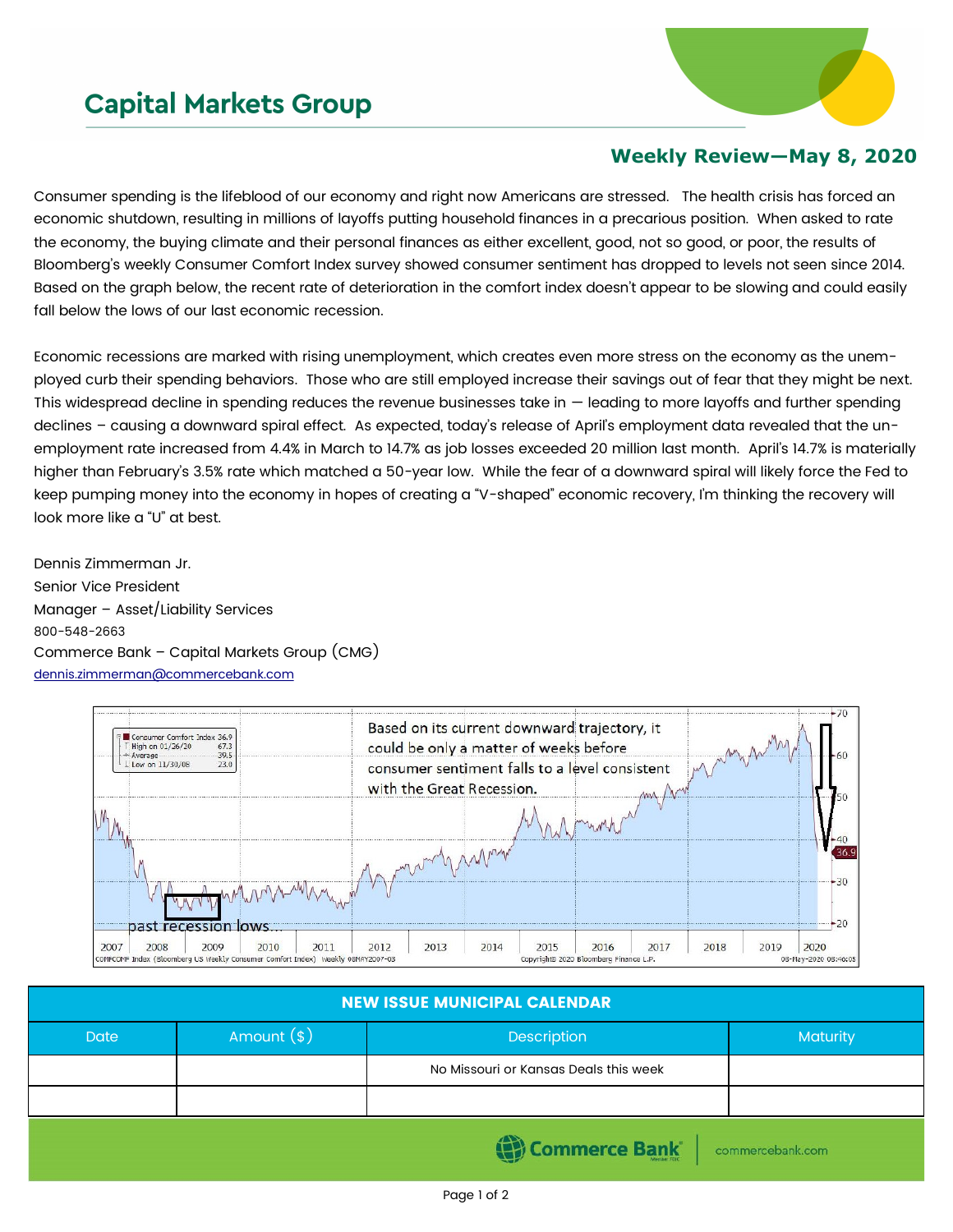# Capital Markets Group

## Weekly Review—May 8, 2020

Consumer spending is the lifeblood of our economy and right now Americans are stressed. The health crisis has forced an economic shutdown, resulting in millions of layoffs putting household finances in a precarious position. When asked to rate the economy, the buying climate and their personal finances as either excellent, good, not so good, or poor, the results of Bloomberg's weekly Consumer Comfort Index survey showed consumer sentiment has dropped to levels not seen since 2014. Based on the graph below, the recent rate of deterioration in the comfort index doesn't appear to be slowing and could easily fall below the lows of our last economic recession.

Economic recessions are marked with rising unemployment, which creates even more stress on the economy as the unemployed curb their spending behaviors. Those who are still employed increase their savings out of fear that they might be next. This widespread decline in spending reduces the revenue businesses take in — leading to more layoffs and further spending declines – causing a downward spiral effect. As expected, today's release of April's employment data revealed that the unemployment rate increased from 4.4% in March to 14.7% as job losses exceeded 20 million last month. April's 14.7% is materially higher than February's 3.5% rate which matched a 50-year low. While the fear of a downward spiral will likely force the Fed to keep pumping money into the economy in hopes of creating a "V-shaped" economic recovery, I'm thinking the recovery will look more like a "U" at best.

Dennis Zimmerman Jr.
Senior Vice President
Manager – Asset/Liability Services
800-548-2663
Commerce Bank – Capital Markets Group (CMG)
dennis.zimmerman@commercebank.com

| NEW ISSUE MUNICIPAL CALENDAR | | | |
|---|---|---|---|
| Date | Amount ($) | Description | Maturity |
| | | No Missouri or Kansas Deals this week | |
| | | | |

Commerce Bank | commercebank.com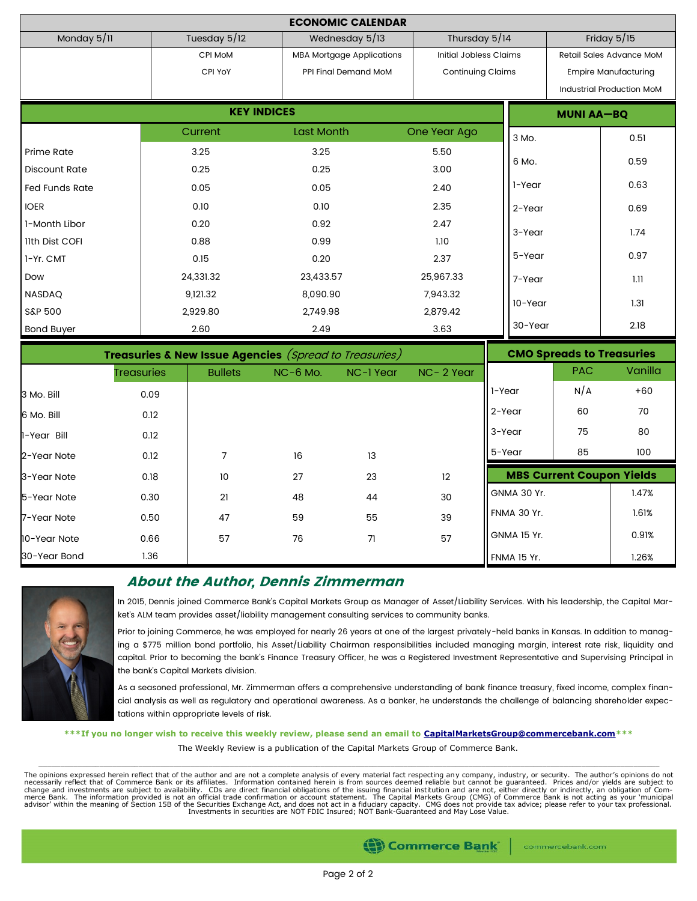## ECONOMIC CALENDAR

| Monday 5/11 | Tuesday 5/12 | Wednesday 5/13 | Thursday 5/14 | Friday 5/15 |
|---|---|---|---|---|
| | CPI MoM | MBA Mortgage Applications | Initial Jobless Claims | Retail Sales Advance MoM |
| | CPI YoY | PPI Final Demand MoM | Continuing Claims | Empire Manufacturing |
| | | | | Industrial Production MoM |

## KEY INDICES

| | Current | Last Month | One Year Ago |
|---|---|---|---|
| Prime Rate | 3.25 | 3.25 | 5.50 |
| Discount Rate | 0.25 | 0.25 | 3.00 |
| Fed Funds Rate | 0.05 | 0.05 | 2.40 |
| IOER | 0.10 | 0.10 | 2.35 |
| 1-Month Libor | 0.20 | 0.92 | 2.47 |
| 11th Dist COFI | 0.88 | 0.99 | 1.10 |
| 1-Yr. CMT | 0.15 | 0.20 | 2.37 |
| Dow | 24,331.32 | 23,433.57 | 25,967.33 |
| NASDAQ | 9,121.32 | 8,090.90 | 7,943.32 |
| S&P 500 | 2,929.80 | 2,749.98 | 2,879.42 |
| Bond Buyer | 2.60 | 2.49 | 3.63 |

## MUNI AA—BQ

| | |
|---|---|
| 3 Mo. | 0.51 |
| 6 Mo. | 0.59 |
| 1-Year | 0.63 |
| 2-Year | 0.69 |
| 3-Year | 1.74 |
| 5-Year | 0.97 |
| 7-Year | 1.11 |
| 10-Year | 1.31 |
| 30-Year | 2.18 |

## Treasuries & New Issue Agencies *(Spread to Treasuries)*

| | Treasuries | Bullets | NC-6 Mo. | NC-1 Year | NC- 2 Year |
|---|---|---|---|---|---|
| 3 Mo. Bill | 0.09 | | | | |
| 6 Mo. Bill | 0.12 | | | | |
| 1-Year Bill | 0.12 | | | | |
| 2-Year Note | 0.12 | 7 | 16 | 13 | |
| 3-Year Note | 0.18 | 10 | 27 | 23 | 12 |
| 5-Year Note | 0.30 | 21 | 48 | 44 | 30 |
| 7-Year Note | 0.50 | 47 | 59 | 55 | 39 |
| 10-Year Note | 0.66 | 57 | 76 | 71 | 57 |
| 30-Year Bond | 1.36 | | | | |

## CMO Spreads to Treasuries

| | PAC | Vanilla |
|---|---|---|
| 1-Year | N/A | +60 |
| 2-Year | 60 | 70 |
| 3-Year | 75 | 80 |
| 5-Year | 85 | 100 |

## MBS Current Coupon Yields

| | |
|---|---|
| GNMA 30 Yr. | 1.47% |
| FNMA 30 Yr. | 1.61% |
| GNMA 15 Yr. | 0.91% |
| FNMA 15 Yr. | 1.26% |

## *About the Author, Dennis Zimmerman*

In 2015, Dennis joined Commerce Bank's Capital Markets Group as Manager of Asset/Liability Services. With his leadership, the Capital Market's ALM team provides asset/liability management consulting services to community banks.

Prior to joining Commerce, he was employed for nearly 26 years at one of the largest privately-held banks in Kansas. In addition to managing a $775 million bond portfolio, his Asset/Liability Chairman responsibilities included managing margin, interest rate risk, liquidity and capital. Prior to becoming the bank's Finance Treasury Officer, he was a Registered Investment Representative and Supervising Principal in the bank's Capital Markets division.

As a seasoned professional, Mr. Zimmerman offers a comprehensive understanding of bank finance treasury, fixed income, complex financial analysis as well as regulatory and operational awareness. As a banker, he understands the challenge of balancing shareholder expectations within appropriate levels of risk.

**\*\*\*If you no longer wish to receive this weekly review, please send an email to CapitalMarketsGroup@commercebank.com\*\*\***

The Weekly Review is a publication of the Capital Markets Group of Commerce Bank.

The opinions expressed herein reflect that of the author and are not a complete analysis of every material fact respecting any company, industry, or security. The author's opinions do not necessarily reflect that of Commerce Bank or its affiliates. Information contained herein is from sources deemed reliable but cannot be guaranteed. Prices and/or yields are subject to change and investments are subject to availability. CDs are direct financial obligations of the issuing financial institution and are not, either directly or indirectly, an obligation of Commerce Bank. The information provided is not an official trade confirmation or account statement. The Capital Markets Group (CMG) of Commerce Bank is not acting as your 'municipal advisor' within the meaning of Section 15B of the Securities Exchange Act, and does not act in a fiduciary capacity. CMG does not provide tax advice; please refer to your tax professional. Investments in securities are NOT FDIC Insured; NOT Bank-Guaranteed and May Lose Value.

Commerce Bank | commercebank.com